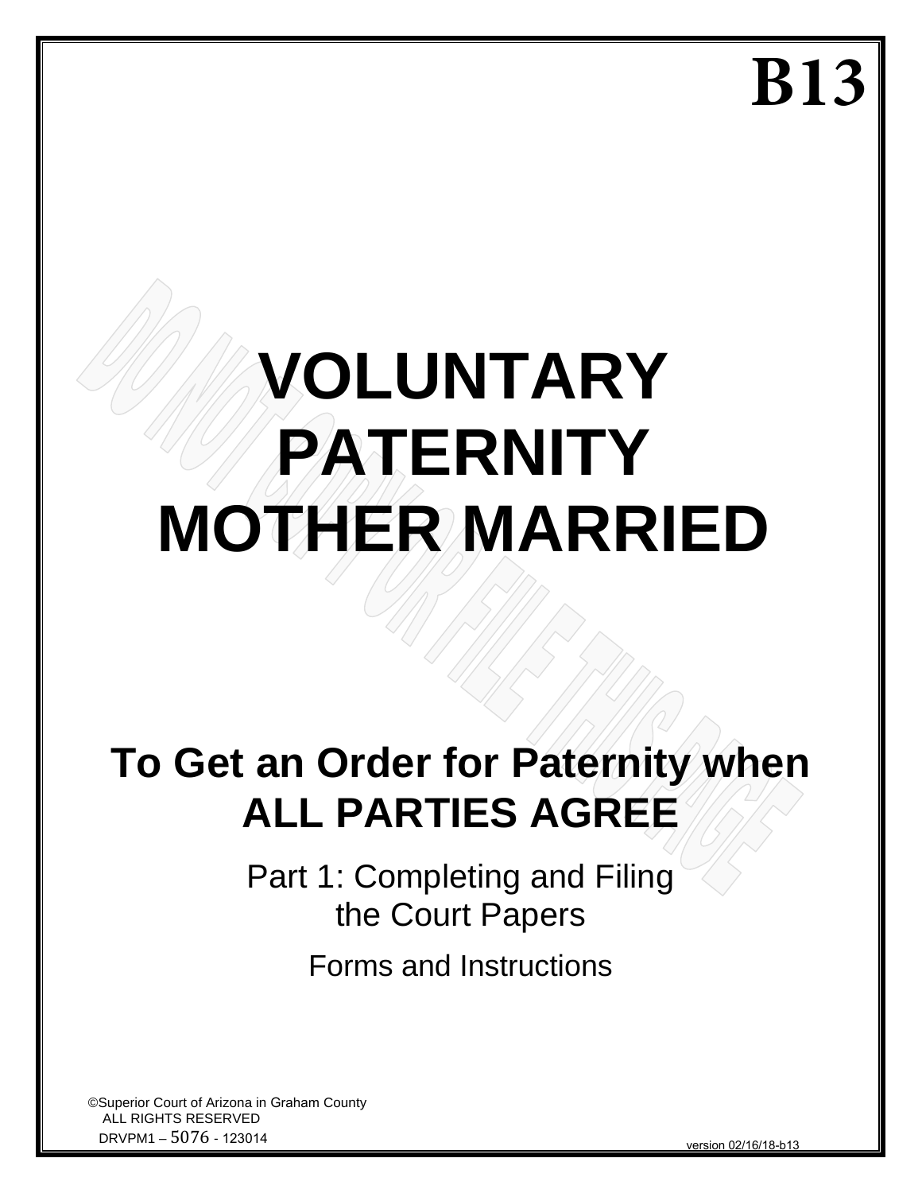# B13

# VOLUNTARY PATERNITY MOTHER MARRIED

DO NOT COPY OR FILE THIS PAGE

## To Get an Order for Paternity when ALL PARTIES AGREE

Part 1: Completing and Filing the Court Papers

Forms and Instructions

©Superior Court of Arizona in Graham County
ALL RIGHTS RESERVED
DRVPM1 – 5076 - 123014

version 02/16/18-b13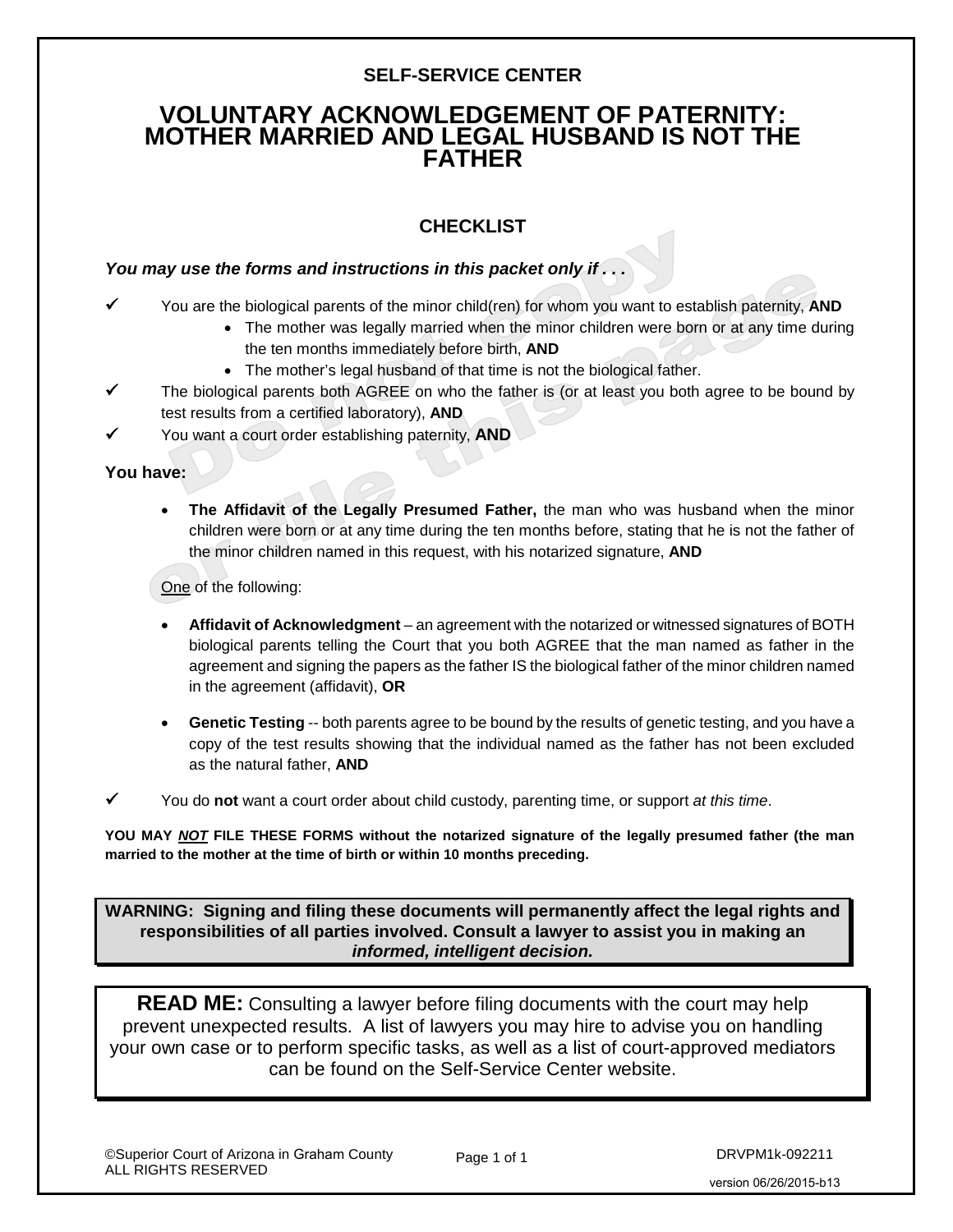**SELF-SERVICE CENTER**

# VOLUNTARY ACKNOWLEDGEMENT OF PATERNITY: MOTHER MARRIED AND LEGAL HUSBAND IS NOT THE FATHER

## CHECKLIST

***You may use the forms and instructions in this packet only if . . .***

✓ You are the biological parents of the minor child(ren) for whom you want to establish paternity, **AND**
- The mother was legally married when the minor children were born or at any time during the ten months immediately before birth, **AND**
- The mother's legal husband of that time is not the biological father.

✓ The biological parents both AGREE on who the father is (or at least you both agree to be bound by test results from a certified laboratory), **AND**

✓ You want a court order establishing paternity, **AND**

**You have:**

- **The Affidavit of the Legally Presumed Father,** the man who was husband when the minor children were born or at any time during the ten months before, stating that he is not the father of the minor children named in this request, with his notarized signature, **AND**

One of the following:

- **Affidavit of Acknowledgment** – an agreement with the notarized or witnessed signatures of BOTH biological parents telling the Court that you both AGREE that the man named as father in the agreement and signing the papers as the father IS the biological father of the minor children named in the agreement (affidavit), **OR**

- **Genetic Testing** -- both parents agree to be bound by the results of genetic testing, and you have a copy of the test results showing that the individual named as the father has not been excluded as the natural father, **AND**

✓ You do **not** want a court order about child custody, parenting time, or support *at this time*.

**YOU MAY *NOT* FILE THESE FORMS without the notarized signature of the legally presumed father (the man married to the mother at the time of birth or within 10 months preceding.**

**WARNING: Signing and filing these documents will permanently affect the legal rights and responsibilities of all parties involved. Consult a lawyer to assist you in making an *informed, intelligent decision.***

**READ ME:** Consulting a lawyer before filing documents with the court may help prevent unexpected results. A list of lawyers you may hire to advise you on handling your own case or to perform specific tasks, as well as a list of court-approved mediators can be found on the Self-Service Center website.

©Superior Court of Arizona in Graham County
ALL RIGHTS RESERVED

DRVPM1k-092211
version 06/26/2015-b13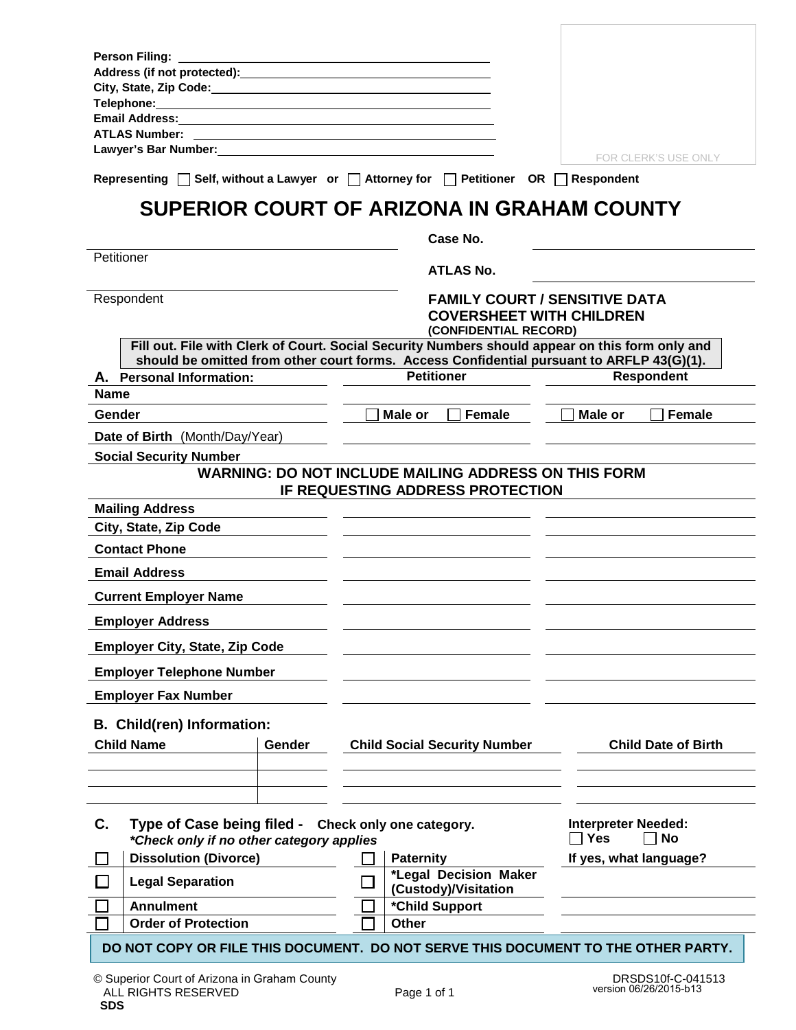Person Filing: ____________________________________________

Address (if not protected): ________________________________

City, State, Zip Code: ____________________________________

Telephone: _______________________________________________

Email Address: ___________________________________________

ATLAS Number: ___________________________________________

Lawyer's Bar Number: _____________________________________

FOR CLERK'S USE ONLY

Representing ☐ Self, without a Lawyer or ☐ Attorney for ☐ Petitioner OR ☐ Respondent

# SUPERIOR COURT OF ARIZONA IN GRAHAM COUNTY

______________________________ Petitioner

______________________________ Respondent

**Case No.** ______________________

**ATLAS No.** ______________________

**FAMILY COURT / SENSITIVE DATA COVERSHEET WITH CHILDREN**
**(CONFIDENTIAL RECORD)**

**Fill out. File with Clerk of Court. Social Security Numbers should appear on this form only and should be omitted from other court forms. Access Confidential pursuant to ARFLP 43(G)(1).**

| **A. Personal Information:** | **Petitioner** | **Respondent** |
|---|---|---|
| **Name** | | |
| **Gender** | ☐ **Male or** ☐ **Female** | ☐ **Male or** ☐ **Female** |
| **Date of Birth** (Month/Day/Year) | | |
| **Social Security Number** | | |

**WARNING: DO NOT INCLUDE MAILING ADDRESS ON THIS FORM IF REQUESTING ADDRESS PROTECTION**

| | **Petitioner** | **Respondent** |
|---|---|---|
| **Mailing Address** | | |
| **City, State, Zip Code** | | |
| **Contact Phone** | | |
| **Email Address** | | |
| **Current Employer Name** | | |
| **Employer Address** | | |
| **Employer City, State, Zip Code** | | |
| **Employer Telephone Number** | | |
| **Employer Fax Number** | | |

**B. Child(ren) Information:**

| **Child Name** | **Gender** | **Child Social Security Number** | **Child Date of Birth** |
|---|---|---|---|
| | | | |
| | | | |
| | | | |

**C. Type of Case being filed - Check only one category.**
***Check only if no other category applies***

| | | | |
|---|---|---|---|
| ☐ **Dissolution (Divorce)** | ☐ **Paternity** | | |
| ☐ **Legal Separation** | ☐ ***Legal Decision Maker (Custody)/Visitation** | | |
| ☐ **Annulment** | ☐ ***Child Support** | | |
| ☐ **Order of Protection** | ☐ **Other** | | |

**Interpreter Needed:** ☐ **Yes** ☐ **No**

**If yes, what language?** ______________________

**DO NOT COPY OR FILE THIS DOCUMENT. DO NOT SERVE THIS DOCUMENT TO THE OTHER PARTY.**

© Superior Court of Arizona in Graham County
ALL RIGHTS RESERVED
SDS

DRSDS10f-C-041513
version 06/26/2015-b13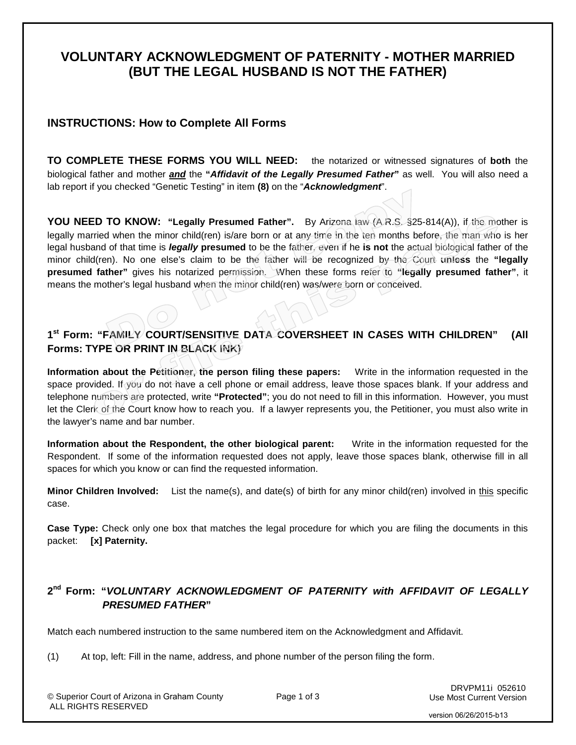# VOLUNTARY ACKNOWLEDGMENT OF PATERNITY - MOTHER MARRIED (BUT THE LEGAL HUSBAND IS NOT THE FATHER)

## INSTRUCTIONS: How to Complete All Forms

**TO COMPLETE THESE FORMS YOU WILL NEED:** the notarized or witnessed signatures of **both** the biological father and mother ***and*** the **"*Affidavit of the Legally Presumed Father*"** as well. You will also need a lab report if you checked "Genetic Testing" in item **(8)** on the "***Acknowledgment***".

**YOU NEED TO KNOW: "Legally Presumed Father".** By Arizona law (A.R.S. §25-814(A)), if the mother is legally married when the minor child(ren) is/are born or at any time in the ten months before, the man who is her legal husband of that time is ***legally*** **presumed** to be the father, even if he **is not** the actual biological father of the minor child(ren). No one else's claim to be the father will be recognized by the Court **unless** the **"legally presumed father"** gives his notarized permission. When these forms refer to **"legally presumed father"**, it means the mother's legal husband when the minor child(ren) was/were born or conceived.

### 1st Form: "FAMILY COURT/SENSITIVE DATA COVERSHEET IN CASES WITH CHILDREN" (All Forms: TYPE OR PRINT IN BLACK INK)

**Information about the Petitioner, the person filing these papers:** Write in the information requested in the space provided. If you do not have a cell phone or email address, leave those spaces blank. If your address and telephone numbers are protected, write **"Protected"**; you do not need to fill in this information. However, you must let the Clerk of the Court know how to reach you. If a lawyer represents you, the Petitioner, you must also write in the lawyer's name and bar number.

**Information about the Respondent, the other biological parent:** Write in the information requested for the Respondent. If some of the information requested does not apply, leave those spaces blank, otherwise fill in all spaces for which you know or can find the requested information.

**Minor Children Involved:** List the name(s), and date(s) of birth for any minor child(ren) involved in this specific case.

**Case Type:** Check only one box that matches the legal procedure for which you are filing the documents in this packet: **[x] Paternity.**

### 2nd Form: "*VOLUNTARY ACKNOWLEDGMENT OF PATERNITY with AFFIDAVIT OF LEGALLY PRESUMED FATHER*"

Match each numbered instruction to the same numbered item on the Acknowledgment and Affidavit.

(1) At top, left: Fill in the name, address, and phone number of the person filing the form.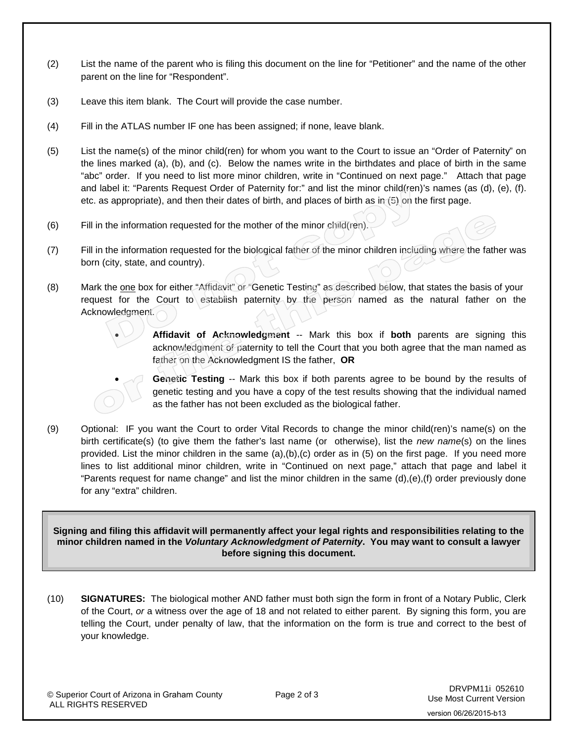(2) List the name of the parent who is filing this document on the line for "Petitioner" and the name of the other parent on the line for "Respondent".

(3) Leave this item blank. The Court will provide the case number.

(4) Fill in the ATLAS number IF one has been assigned; if none, leave blank.

(5) List the name(s) of the minor child(ren) for whom you want to the Court to issue an "Order of Paternity" on the lines marked (a), (b), and (c). Below the names write in the birthdates and place of birth in the same "abc" order. If you need to list more minor children, write in "Continued on next page." Attach that page and label it: "Parents Request Order of Paternity for:" and list the minor child(ren)'s names (as (d), (e), (f). etc. as appropriate), and then their dates of birth, and places of birth as in (5) on the first page.

(6) Fill in the information requested for the mother of the minor child(ren).

(7) Fill in the information requested for the biological father of the minor children including where the father was born (city, state, and country).

(8) Mark the one box for either "Affidavit" or "Genetic Testing" as described below, that states the basis of your request for the Court to establish paternity by the person named as the natural father on the Acknowledgment.

- **Affidavit of Acknowledgment** -- Mark this box if **both** parents are signing this acknowledgment of paternity to tell the Court that you both agree that the man named as father on the Acknowledgment IS the father, **OR**
- **Genetic Testing** -- Mark this box if both parents agree to be bound by the results of genetic testing and you have a copy of the test results showing that the individual named as the father has not been excluded as the biological father.

(9) Optional: IF you want the Court to order Vital Records to change the minor child(ren)'s name(s) on the birth certificate(s) (to give them the father's last name (or otherwise), list the *new name*(s) on the lines provided. List the minor children in the same (a),(b),(c) order as in (5) on the first page. If you need more lines to list additional minor children, write in "Continued on next page," attach that page and label it "Parents request for name change" and list the minor children in the same (d),(e),(f) order previously done for any "extra" children.

**Signing and filing this affidavit will permanently affect your legal rights and responsibilities relating to the minor children named in the *Voluntary Acknowledgment of Paternity*. You may want to consult a lawyer before signing this document.**

(10) **SIGNATURES:** The biological mother AND father must both sign the form in front of a Notary Public, Clerk of the Court, *or* a witness over the age of 18 and not related to either parent. By signing this form, you are telling the Court, under penalty of law, that the information on the form is true and correct to the best of your knowledge.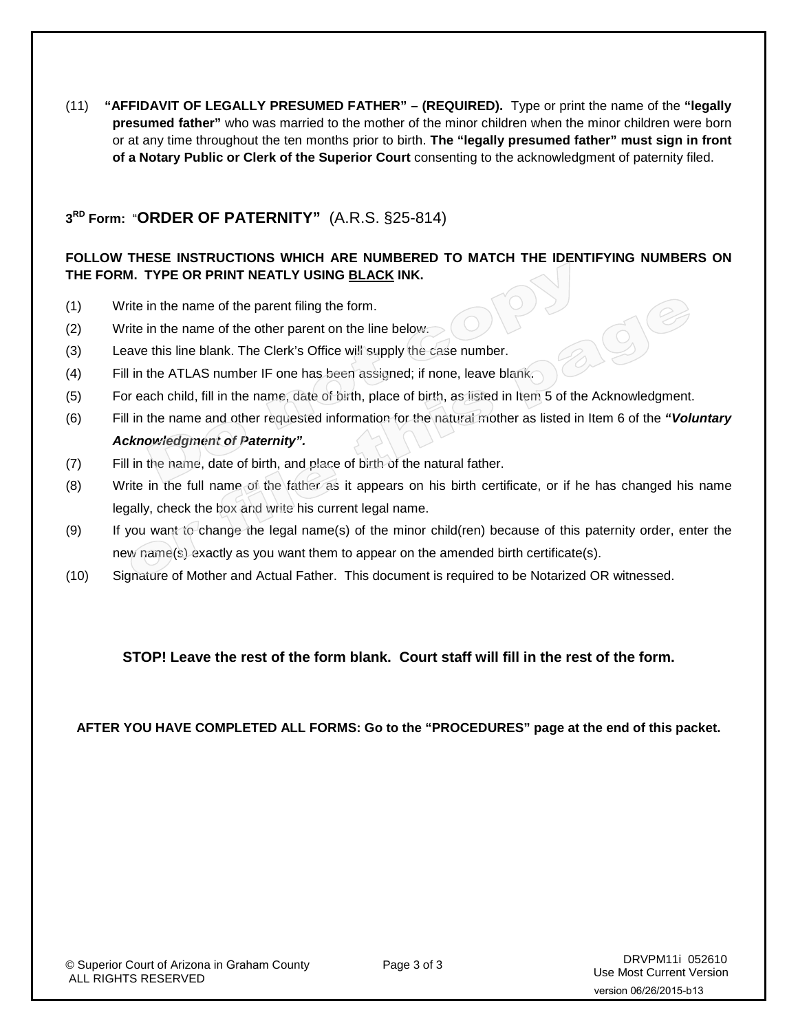(11) **"AFFIDAVIT OF LEGALLY PRESUMED FATHER" – (REQUIRED).** Type or print the name of the **"legally presumed father"** who was married to the mother of the minor children when the minor children were born or at any time throughout the ten months prior to birth. **The "legally presumed father" must sign in front of a Notary Public or Clerk of the Superior Court** consenting to the acknowledgment of paternity filed.

## 3RD Form: "ORDER OF PATERNITY" (A.R.S. §25-814)

**FOLLOW THESE INSTRUCTIONS WHICH ARE NUMBERED TO MATCH THE IDENTIFYING NUMBERS ON THE FORM. TYPE OR PRINT NEATLY USING BLACK INK.**

(1) Write in the name of the parent filing the form.

(2) Write in the name of the other parent on the line below.

(3) Leave this line blank. The Clerk's Office will supply the case number.

(4) Fill in the ATLAS number IF one has been assigned; if none, leave blank.

(5) For each child, fill in the name, date of birth, place of birth, as listed in Item 5 of the Acknowledgment.

(6) Fill in the name and other requested information for the natural mother as listed in Item 6 of the ***"Voluntary Acknowledgment of Paternity".***

(7) Fill in the name, date of birth, and place of birth of the natural father.

(8) Write in the full name of the father as it appears on his birth certificate, or if he has changed his name legally, check the box and write his current legal name.

(9) If you want to change the legal name(s) of the minor child(ren) because of this paternity order, enter the new name(s) exactly as you want them to appear on the amended birth certificate(s).

(10) Signature of Mother and Actual Father. This document is required to be Notarized OR witnessed.

**STOP! Leave the rest of the form blank. Court staff will fill in the rest of the form.**

**AFTER YOU HAVE COMPLETED ALL FORMS: Go to the "PROCEDURES" page at the end of this packet.**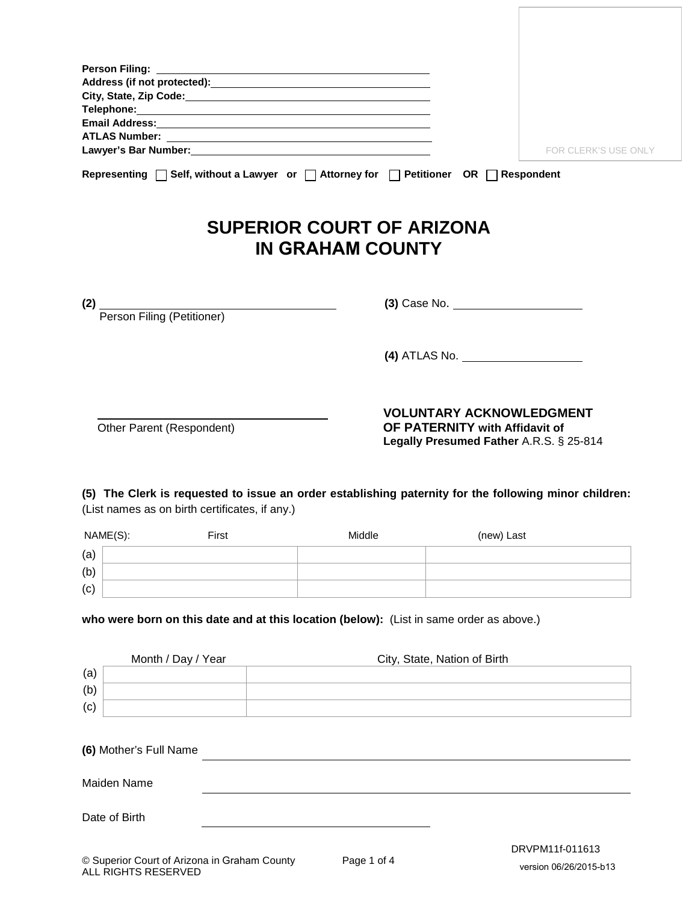**Person Filing:** ______________________________
**Address (if not protected):** ______________________________
**City, State, Zip Code:** ______________________________
**Telephone:** ______________________________
**Email Address:** ______________________________
**ATLAS Number:** ______________________________
**Lawyer's Bar Number:** ______________________________

FOR CLERK'S USE ONLY

**Representing** ☐ **Self, without a Lawyer or** ☐ **Attorney for** ☐ **Petitioner OR** ☐ **Respondent**

# SUPERIOR COURT OF ARIZONA IN GRAHAM COUNTY

**(2)** ______________________________
Person Filing (Petitioner)

**(3)** Case No. ____________________

**(4)** ATLAS No. ____________________

______________________________
Other Parent (Respondent)

**VOLUNTARY ACKNOWLEDGMENT OF PATERNITY with Affidavit of Legally Presumed Father** A.R.S. § 25-814

**(5) The Clerk is requested to issue an order establishing paternity for the following minor children:** (List names as on birth certificates, if any.)

| NAME(S): | First | Middle | (new) Last |
|---|---|---|---|
| (a) | | | |
| (b) | | | |
| (c) | | | |

**who were born on this date and at this location (below):** (List in same order as above.)

| | Month / Day / Year | City, State, Nation of Birth |
|---|---|---|
| (a) | | |
| (b) | | |
| (c) | | |

**(6)** Mother's Full Name ______________________________

Maiden Name ______________________________

Date of Birth ______________________________

© Superior Court of Arizona in Graham County
ALL RIGHTS RESERVED

DRVPM11f-011613
version 06/26/2015-b13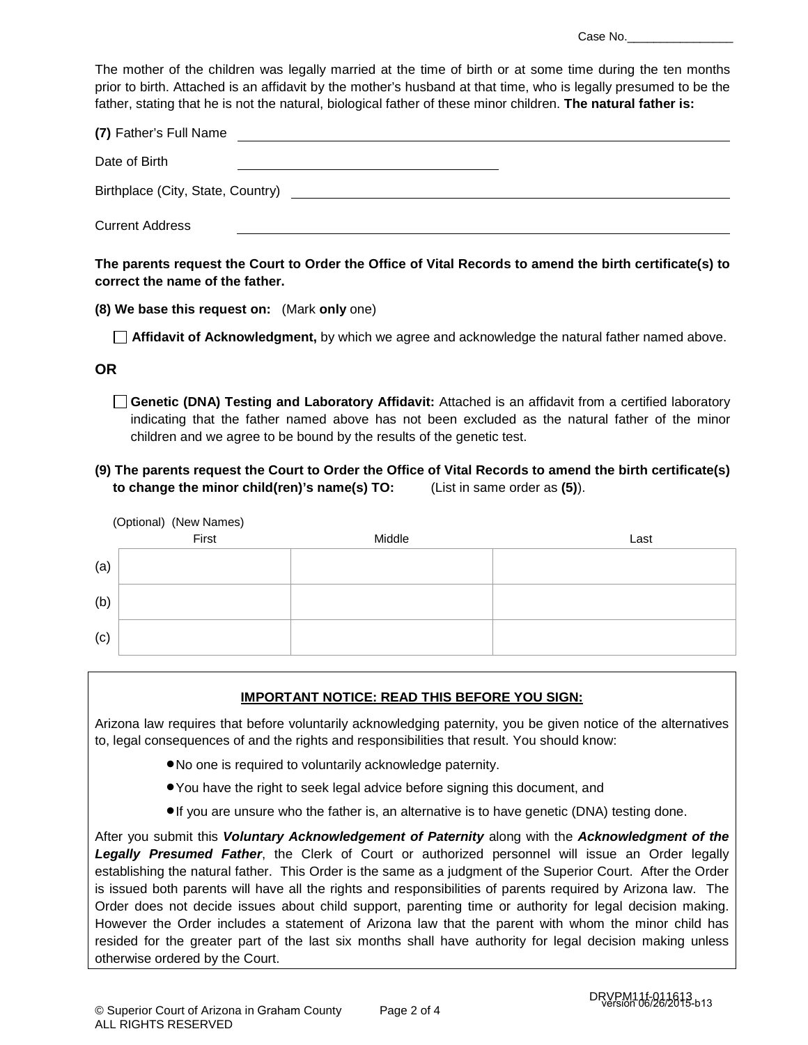Case No.________________

The mother of the children was legally married at the time of birth or at some time during the ten months prior to birth. Attached is an affidavit by the mother's husband at that time, who is legally presumed to be the father, stating that he is not the natural, biological father of these minor children. **The natural father is:**

**(7)** Father's Full Name ______________________________

Date of Birth ______________________________

Birthplace (City, State, Country) ______________________________

Current Address ______________________________

**The parents request the Court to Order the Office of Vital Records to amend the birth certificate(s) to correct the name of the father.**

**(8) We base this request on:** (Mark **only** one)

☐ **Affidavit of Acknowledgment,** by which we agree and acknowledge the natural father named above.

**OR**

☐ **Genetic (DNA) Testing and Laboratory Affidavit:** Attached is an affidavit from a certified laboratory indicating that the father named above has not been excluded as the natural father of the minor children and we agree to be bound by the results of the genetic test.

**(9) The parents request the Court to Order the Office of Vital Records to amend the birth certificate(s) to change the minor child(ren)'s name(s) TO:** (List in same order as **(5)**).

(Optional) (New Names)

| | First | Middle | Last |
|---|---|---|---|
| (a) | | | |
| (b) | | | |
| (c) | | | |

**IMPORTANT NOTICE: READ THIS BEFORE YOU SIGN:**

Arizona law requires that before voluntarily acknowledging paternity, you be given notice of the alternatives to, legal consequences of and the rights and responsibilities that result. You should know:

- No one is required to voluntarily acknowledge paternity.
- You have the right to seek legal advice before signing this document, and
- If you are unsure who the father is, an alternative is to have genetic (DNA) testing done.

After you submit this ***Voluntary Acknowledgement of Paternity*** along with the ***Acknowledgment of the Legally Presumed Father***, the Clerk of Court or authorized personnel will issue an Order legally establishing the natural father. This Order is the same as a judgment of the Superior Court. After the Order is issued both parents will have all the rights and responsibilities of parents required by Arizona law. The Order does not decide issues about child support, parenting time or authority for legal decision making. However the Order includes a statement of Arizona law that the parent with whom the minor child has resided for the greater part of the last six months shall have authority for legal decision making unless otherwise ordered by the Court.

DRVPM11f-011613 version 06/26/2015-b13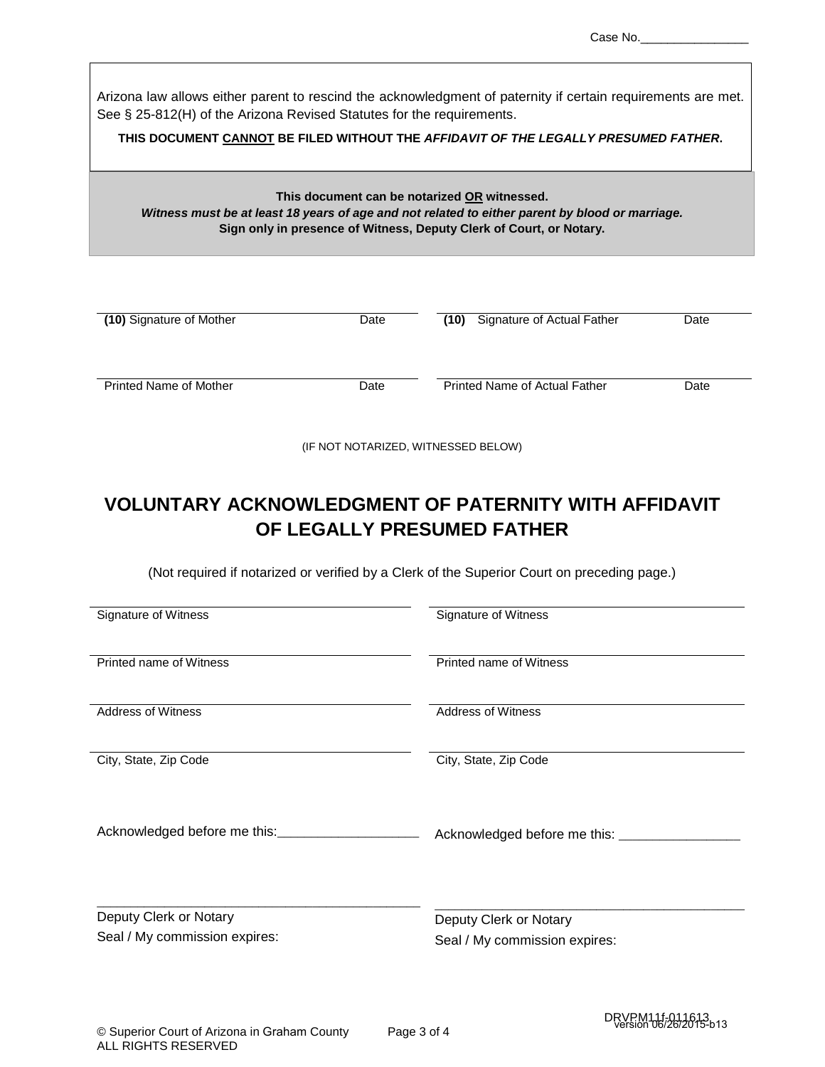Case No.________________

Arizona law allows either parent to rescind the acknowledgment of paternity if certain requirements are met. See § 25-812(H) of the Arizona Revised Statutes for the requirements.

**THIS DOCUMENT CANNOT BE FILED WITHOUT THE *AFFIDAVIT OF THE LEGALLY PRESUMED FATHER*.**

**This document can be notarized OR witnessed.**
***Witness must be at least 18 years of age and not related to either parent by blood or marriage.***
**Sign only in presence of Witness, Deputy Clerk of Court, or Notary.**

| | |
|---|---|
| **(10)** Signature of Mother ______ Date | **(10)** Signature of Actual Father ______ Date |
| Printed Name of Mother ______ Date | Printed Name of Actual Father ______ Date |

(IF NOT NOTARIZED, WITNESSED BELOW)

# VOLUNTARY ACKNOWLEDGMENT OF PATERNITY WITH AFFIDAVIT OF LEGALLY PRESUMED FATHER

(Not required if notarized or verified by a Clerk of the Superior Court on preceding page.)

| | |
|---|---|
| Signature of Witness | Signature of Witness |
| Printed name of Witness | Printed name of Witness |
| Address of Witness | Address of Witness |
| City, State, Zip Code | City, State, Zip Code |

| | |
|---|---|
| Acknowledged before me this:___________________ | Acknowledged before me this: ________________ |
| Deputy Clerk or Notary<br>Seal / My commission expires: | Deputy Clerk or Notary<br>Seal / My commission expires: |

© Superior Court of Arizona in Graham County
ALL RIGHTS RESERVED

DRVPM11f-011613
version 06/26/2015-b13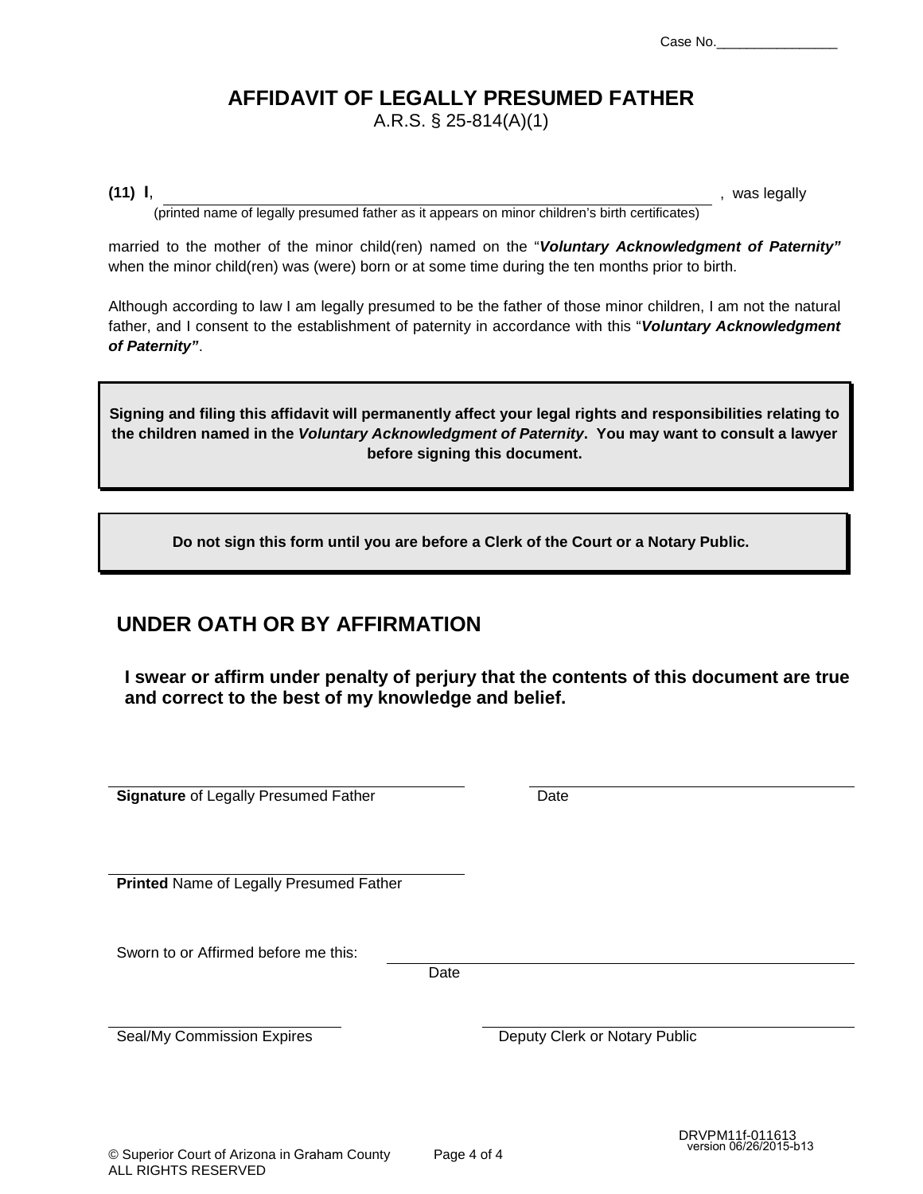Case No.________________

# AFFIDAVIT OF LEGALLY PRESUMED FATHER

A.R.S. § 25-814(A)(1)

**(11) I**, ____________________________________________________________, was legally
(printed name of legally presumed father as it appears on minor children's birth certificates)

married to the mother of the minor child(ren) named on the "***Voluntary Acknowledgment of Paternity"*** when the minor child(ren) was (were) born or at some time during the ten months prior to birth.

Although according to law I am legally presumed to be the father of those minor children, I am not the natural father, and I consent to the establishment of paternity in accordance with this "***Voluntary Acknowledgment of Paternity"***.

**Signing and filing this affidavit will permanently affect your legal rights and responsibilities relating to the children named in the *Voluntary Acknowledgment of Paternity*. You may want to consult a lawyer before signing this document.**

**Do not sign this form until you are before a Clerk of the Court or a Notary Public.**

## UNDER OATH OR BY AFFIRMATION

**I swear or affirm under penalty of perjury that the contents of this document are true and correct to the best of my knowledge and belief.**

____________________________________ ____________________________________
**Signature** of Legally Presumed Father Date

____________________________________
**Printed** Name of Legally Presumed Father

Sworn to or Affirmed before me this: ____________________________________
Date

____________________________________ ____________________________________
Seal/My Commission Expires Deputy Clerk or Notary Public

DRVPM11f-011613
version 06/26/2015-b13

© Superior Court of Arizona in Graham County
ALL RIGHTS RESERVED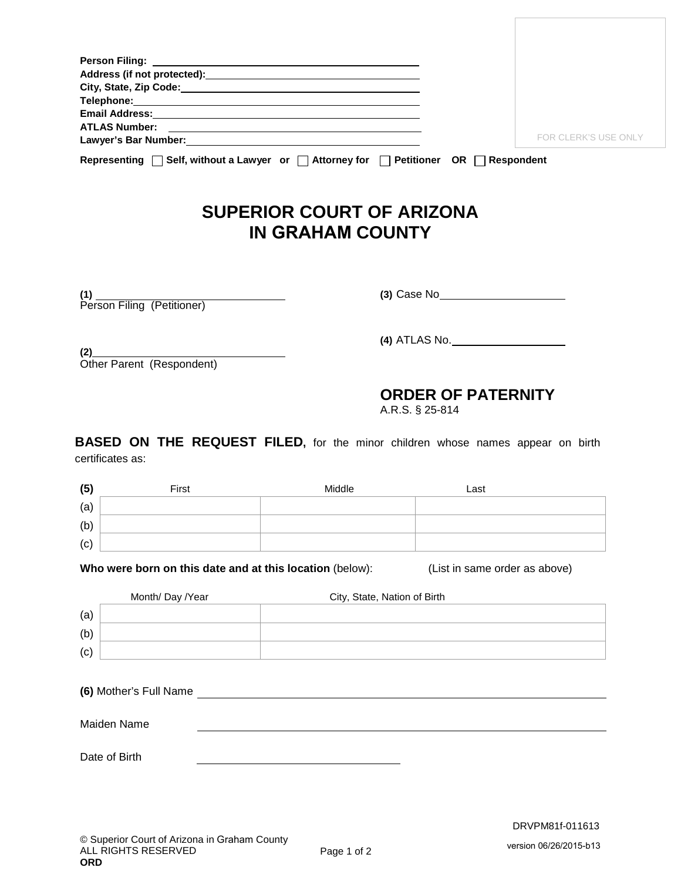Person Filing: ______________________________
Address (if not protected): ______________________________
City, State, Zip Code: ______________________________
Telephone: ______________________________
Email Address: ______________________________
ATLAS Number: ______________________________
Lawyer's Bar Number: ______________________________

FOR CLERK'S USE ONLY

Representing ☐ Self, without a Lawyer or ☐ Attorney for ☐ Petitioner OR ☐ Respondent

# SUPERIOR COURT OF ARIZONA IN GRAHAM COUNTY

**(1)** ______________________________
Person Filing (Petitioner)

**(2)** ______________________________
Other Parent (Respondent)

**(3)** Case No ______________________________

**(4)** ATLAS No. ______________________________

## ORDER OF PATERNITY

A.R.S. § 25-814

**BASED ON THE REQUEST FILED,** for the minor children whose names appear on birth certificates as:

| (5) | First | Middle | Last |
|---|---|---|---|
| (a) | | | |
| (b) | | | |
| (c) | | | |

**Who were born on this date and at this location** (below): (List in same order as above)

| | Month/ Day /Year | City, State, Nation of Birth |
|---|---|---|
| (a) | | |
| (b) | | |
| (c) | | |

**(6)** Mother's Full Name ______________________________

Maiden Name ______________________________

Date of Birth ______________________________

DRVPM81f-011613

© Superior Court of Arizona in Graham County
ALL RIGHTS RESERVED
**ORD**

version 06/26/2015-b13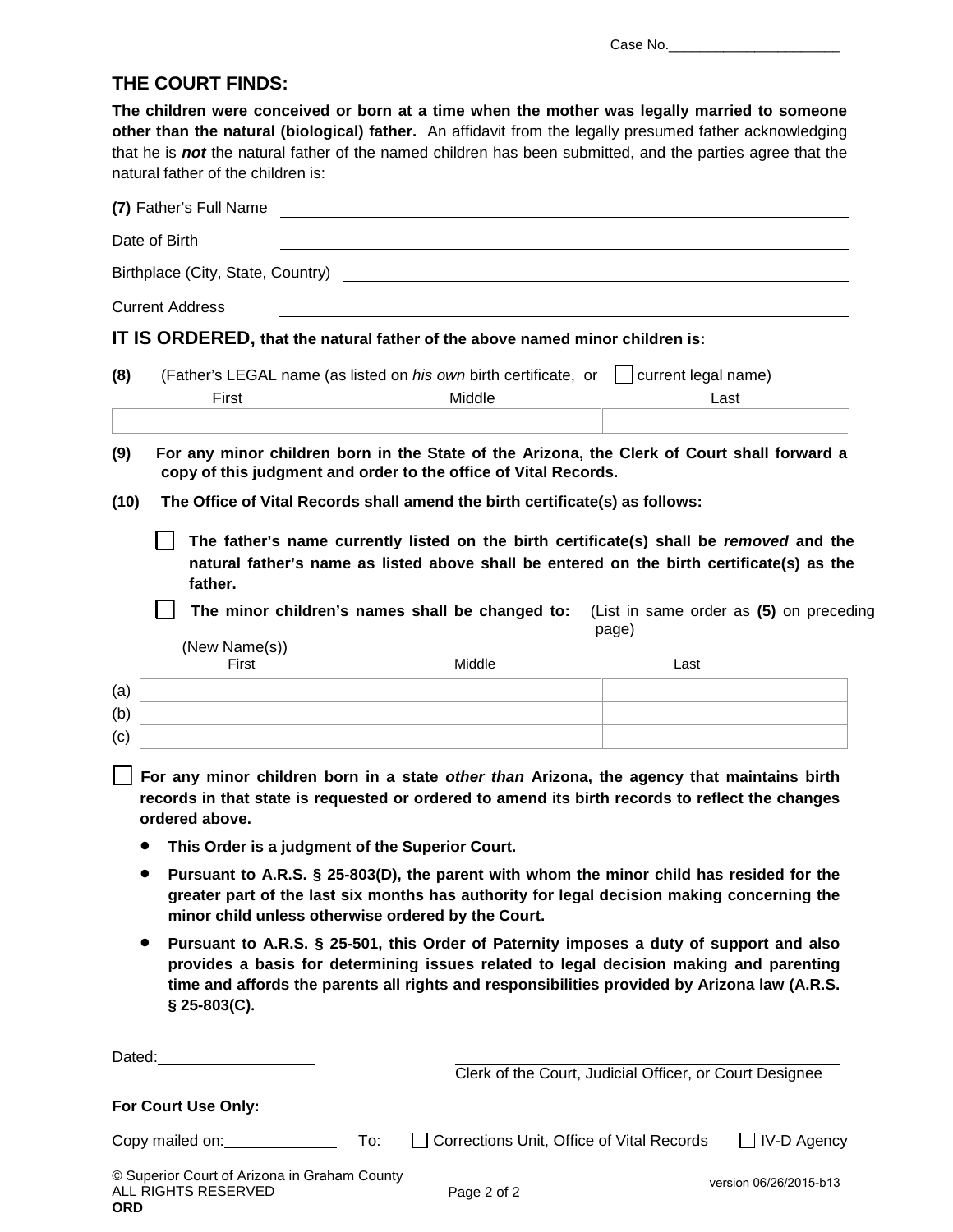Case No.______________________

## THE COURT FINDS:

**The children were conceived or born at a time when the mother was legally married to someone other than the natural (biological) father.** An affidavit from the legally presumed father acknowledging that he is ***not*** the natural father of the named children has been submitted, and the parties agree that the natural father of the children is:

**(7)** Father's Full Name ______________________________

Date of Birth ______________________________

Birthplace (City, State, Country) ______________________________

Current Address ______________________________

**IT IS ORDERED, that the natural father of the above named minor children is:**

**(8)** (Father's LEGAL name (as listed on *his own* birth certificate, or ☐ current legal name)

| First | Middle | Last |
|---|---|---|
| | | |

**(9) For any minor children born in the State of the Arizona, the Clerk of Court shall forward a copy of this judgment and order to the office of Vital Records.**

**(10) The Office of Vital Records shall amend the birth certificate(s) as follows:**

☐ **The father's name currently listed on the birth certificate(s) shall be *removed* and the natural father's name as listed above shall be entered on the birth certificate(s) as the father.**

☐ **The minor children's names shall be changed to:** (List in same order as **(5)** on preceding page)

(New Name(s))

| | First | Middle | Last |
|---|---|---|---|
| (a) | | | |
| (b) | | | |
| (c) | | | |

☐ **For any minor children born in a state *other than* Arizona, the agency that maintains birth records in that state is requested or ordered to amend its birth records to reflect the changes ordered above.**

- **This Order is a judgment of the Superior Court.**
- **Pursuant to A.R.S. § 25-803(D), the parent with whom the minor child has resided for the greater part of the last six months has authority for legal decision making concerning the minor child unless otherwise ordered by the Court.**
- **Pursuant to A.R.S. § 25-501, this Order of Paternity imposes a duty of support and also provides a basis for determining issues related to legal decision making and parenting time and affords the parents all rights and responsibilities provided by Arizona law (A.R.S. § 25-803(C).**

Dated:__________________ ______________________________
Clerk of the Court, Judicial Officer, or Court Designee

**For Court Use Only:**

Copy mailed on:____________ To: ☐ Corrections Unit, Office of Vital Records ☐ IV-D Agency

© Superior Court of Arizona in Graham County
ALL RIGHTS RESERVED
**ORD**

version 06/26/2015-b13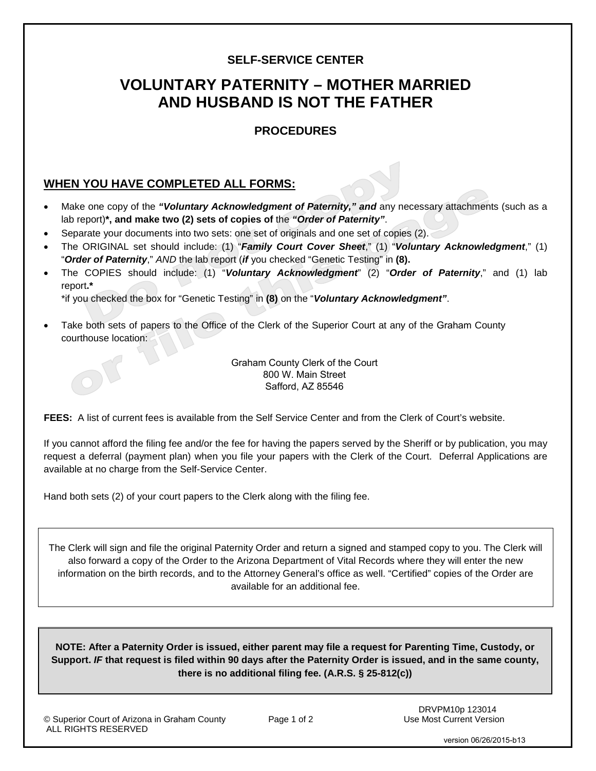**SELF-SERVICE CENTER**

# VOLUNTARY PATERNITY – MOTHER MARRIED AND HUSBAND IS NOT THE FATHER

## PROCEDURES

## WHEN YOU HAVE COMPLETED ALL FORMS:

- Make one copy of the ***"Voluntary Acknowledgment of Paternity," and*** any necessary attachments (such as a lab report)***, and make two (2) sets of copies of** the ***"Order of Paternity"***.
- Separate your documents into two sets: one set of originals and one set of copies (2).
- The ORIGINAL set should include: (1) "***Family Court Cover Sheet***," (1) "***Voluntary Acknowledgment***," (1) "***Order of Paternity***," *AND* the lab report (***if*** you checked "Genetic Testing" in **(8).**
- The COPIES should include: (1) "***Voluntary Acknowledgment***" (2) "***Order of Paternity***," and (1) lab report**.***

  *if you checked the box for "Genetic Testing" in **(8)** on the "***Voluntary Acknowledgment"***.

- Take both sets of papers to the Office of the Clerk of the Superior Court at any of the Graham County courthouse location:

  Graham County Clerk of the Court
  800 W. Main Street
  Safford, AZ 85546

**FEES:** A list of current fees is available from the Self Service Center and from the Clerk of Court's website.

If you cannot afford the filing fee and/or the fee for having the papers served by the Sheriff or by publication, you may request a deferral (payment plan) when you file your papers with the Clerk of the Court. Deferral Applications are available at no charge from the Self-Service Center.

Hand both sets (2) of your court papers to the Clerk along with the filing fee.

The Clerk will sign and file the original Paternity Order and return a signed and stamped copy to you. The Clerk will also forward a copy of the Order to the Arizona Department of Vital Records where they will enter the new information on the birth records, and to the Attorney General's office as well. "Certified" copies of the Order are available for an additional fee.

**NOTE: After a Paternity Order is issued, either parent may file a request for Parenting Time, Custody, or Support. *IF* that request is filed within 90 days after the Paternity Order is issued, and in the same county, there is no additional filing fee. (A.R.S. § 25-812(c))**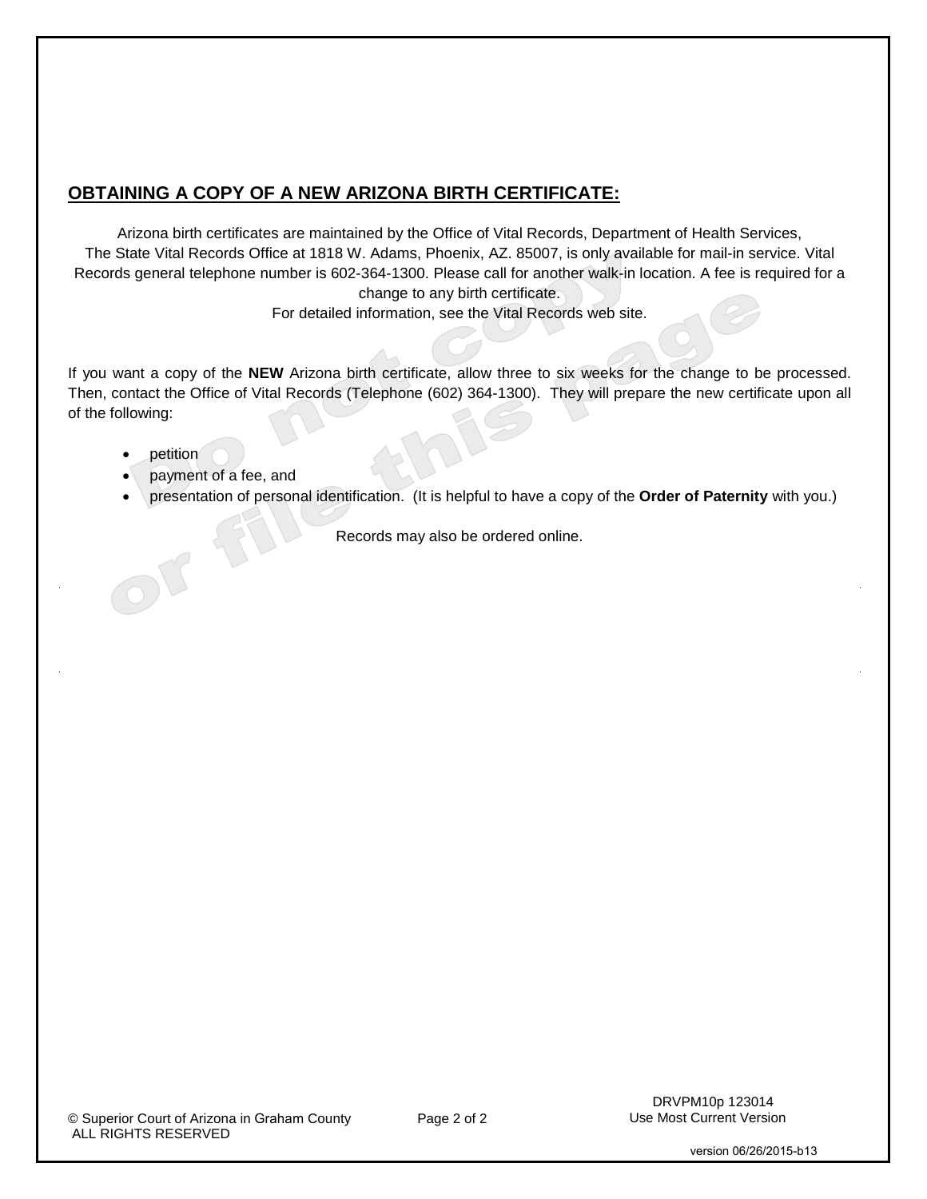## OBTAINING A COPY OF A NEW ARIZONA BIRTH CERTIFICATE:

Arizona birth certificates are maintained by the Office of Vital Records, Department of Health Services, The State Vital Records Office at 1818 W. Adams, Phoenix, AZ. 85007, is only available for mail-in service. Vital Records general telephone number is 602-364-1300. Please call for another walk-in location. A fee is required for a change to any birth certificate.
For detailed information, see the Vital Records web site.

If you want a copy of the **NEW** Arizona birth certificate, allow three to six weeks for the change to be processed. Then, contact the Office of Vital Records (Telephone (602) 364-1300). They will prepare the new certificate upon all of the following:

- petition
- payment of a fee, and
- presentation of personal identification. (It is helpful to have a copy of the **Order of Paternity** with you.)

Records may also be ordered online.

© Superior Court of Arizona in Graham County
ALL RIGHTS RESERVED

DRVPM10p 123014
Use Most Current Version

version 06/26/2015-b13